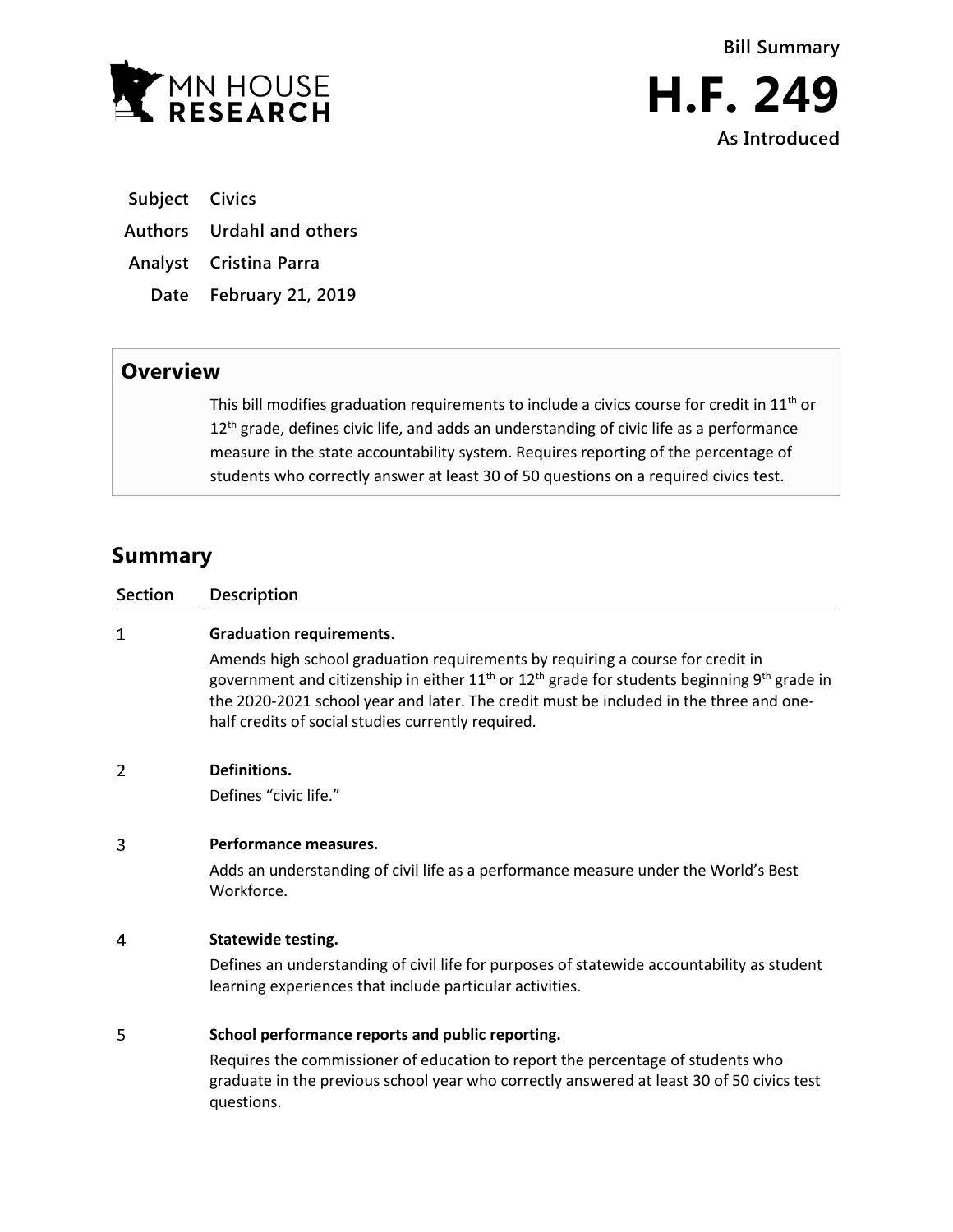MN HOUSE RESEARCH

**Bill Summary**

# H.F. 249

**As Introduced**

| | |
|---|---|
| **Subject** | **Civics** |
| **Authors** | **Urdahl and others** |
| **Analyst** | **Cristina Parra** |
| **Date** | **February 21, 2019** |

## Overview

This bill modifies graduation requirements to include a civics course for credit in 11th or 12th grade, defines civic life, and adds an understanding of civic life as a performance measure in the state accountability system. Requires reporting of the percentage of students who correctly answer at least 30 of 50 questions on a required civics test.

## Summary

| Section | Description |
|---|---|
| 1 | **Graduation requirements.**<br>Amends high school graduation requirements by requiring a course for credit in government and citizenship in either 11th or 12th grade for students beginning 9th grade in the 2020-2021 school year and later. The credit must be included in the three and one-half credits of social studies currently required. |
| 2 | **Definitions.**<br>Defines "civic life." |
| 3 | **Performance measures.**<br>Adds an understanding of civil life as a performance measure under the World's Best Workforce. |
| 4 | **Statewide testing.**<br>Defines an understanding of civil life for purposes of statewide accountability as student learning experiences that include particular activities. |
| 5 | **School performance reports and public reporting.**<br>Requires the commissioner of education to report the percentage of students who graduate in the previous school year who correctly answered at least 30 of 50 civics test questions. |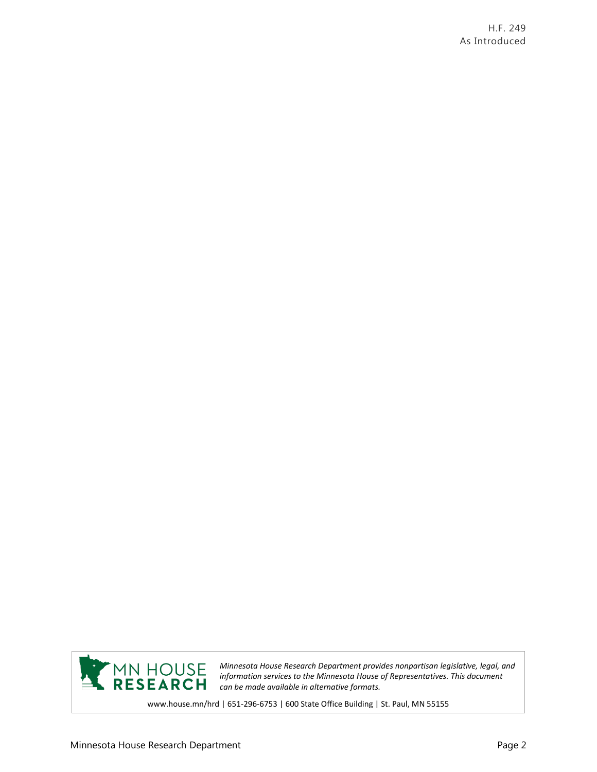MN HOUSE RESEARCH

*Minnesota House Research Department provides nonpartisan legislative, legal, and information services to the Minnesota House of Representatives. This document can be made available in alternative formats.*

www.house.mn/hrd | 651-296-6753 | 600 State Office Building | St. Paul, MN 55155